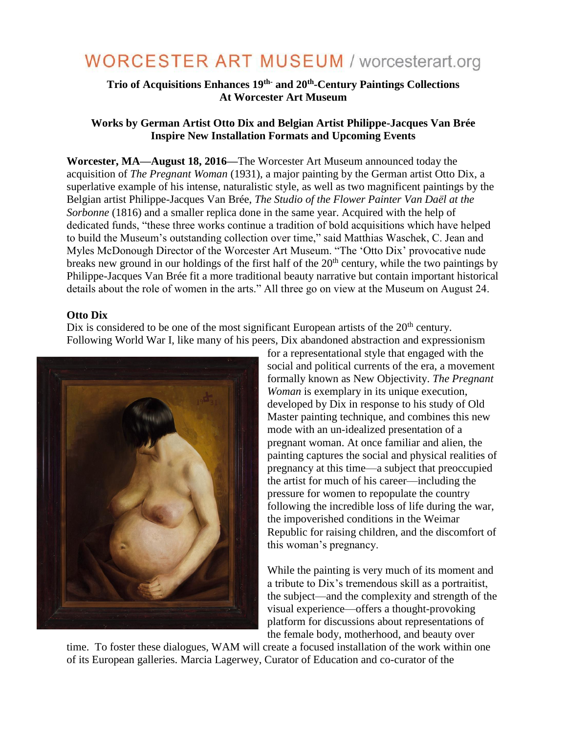# WORCESTER ART MUSEUM / worcesterart.org

**Trio of Acquisitions Enhances 19th- and 20th-Century Paintings Collections At Worcester Art Museum**

**Works by German Artist Otto Dix and Belgian Artist Philippe-Jacques Van Brée Inspire New Installation Formats and Upcoming Events**

**Worcester, MA—August 18, 2016**—The Worcester Art Museum announced today the acquisition of *The Pregnant Woman* (1931), a major painting by the German artist Otto Dix, a superlative example of his intense, naturalistic style, as well as two magnificent paintings by the Belgian artist Philippe-Jacques Van Brée, *The Studio of the Flower Painter Van Daël at the Sorbonne* (1816) and a smaller replica done in the same year. Acquired with the help of dedicated funds, "these three works continue a tradition of bold acquisitions which have helped to build the Museum's outstanding collection over time," said Matthias Waschek, C. Jean and Myles McDonough Director of the Worcester Art Museum. "The 'Otto Dix' provocative nude breaks new ground in our holdings of the first half of the 20th century, while the two paintings by Philippe-Jacques Van Brée fit a more traditional beauty narrative but contain important historical details about the role of women in the arts." All three go on view at the Museum on August 24.

**Otto Dix**

Dix is considered to be one of the most significant European artists of the 20th century. Following World War I, like many of his peers, Dix abandoned abstraction and expressionism for a representational style that engaged with the social and political currents of the era, a movement formally known as New Objectivity. *The Pregnant Woman* is exemplary in its unique execution, developed by Dix in response to his study of Old Master painting technique, and combines this new mode with an un-idealized presentation of a pregnant woman. At once familiar and alien, the painting captures the social and physical realities of pregnancy at this time—a subject that preoccupied the artist for much of his career—including the pressure for women to repopulate the country following the incredible loss of life during the war, the impoverished conditions in the Weimar Republic for raising children, and the discomfort of this woman's pregnancy.

While the painting is very much of its moment and a tribute to Dix's tremendous skill as a portraitist, the subject—and the complexity and strength of the visual experience—offers a thought-provoking platform for discussions about representations of the female body, motherhood, and beauty over time. To foster these dialogues, WAM will create a focused installation of the work within one of its European galleries. Marcia Lagerwey, Curator of Education and co-curator of the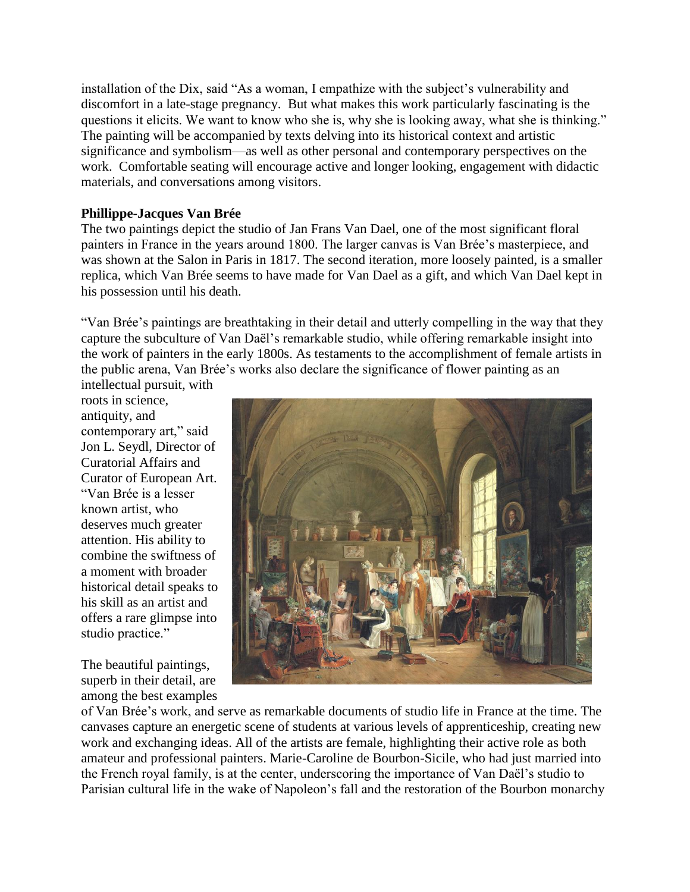installation of the Dix, said "As a woman, I empathize with the subject's vulnerability and discomfort in a late-stage pregnancy. But what makes this work particularly fascinating is the questions it elicits. We want to know who she is, why she is looking away, what she is thinking." The painting will be accompanied by texts delving into its historical context and artistic significance and symbolism—as well as other personal and contemporary perspectives on the work. Comfortable seating will encourage active and longer looking, engagement with didactic materials, and conversations among visitors.

**Phillippe-Jacques Van Brée**

The two paintings depict the studio of Jan Frans Van Dael, one of the most significant floral painters in France in the years around 1800. The larger canvas is Van Brée's masterpiece, and was shown at the Salon in Paris in 1817. The second iteration, more loosely painted, is a smaller replica, which Van Brée seems to have made for Van Dael as a gift, and which Van Dael kept in his possession until his death.

"Van Brée's paintings are breathtaking in their detail and utterly compelling in the way that they capture the subculture of Van Daël's remarkable studio, while offering remarkable insight into the work of painters in the early 1800s. As testaments to the accomplishment of female artists in the public arena, Van Brée's works also declare the significance of flower painting as an intellectual pursuit, with roots in science, antiquity, and contemporary art," said Jon L. Seydl, Director of Curatorial Affairs and Curator of European Art. "Van Brée is a lesser known artist, who deserves much greater attention. His ability to combine the swiftness of a moment with broader historical detail speaks to his skill as an artist and offers a rare glimpse into studio practice."

The beautiful paintings, superb in their detail, are among the best examples of Van Brée's work, and serve as remarkable documents of studio life in France at the time. The canvases capture an energetic scene of students at various levels of apprenticeship, creating new work and exchanging ideas. All of the artists are female, highlighting their active role as both amateur and professional painters. Marie-Caroline de Bourbon-Sicile, who had just married into the French royal family, is at the center, underscoring the importance of Van Daël's studio to Parisian cultural life in the wake of Napoleon's fall and the restoration of the Bourbon monarchy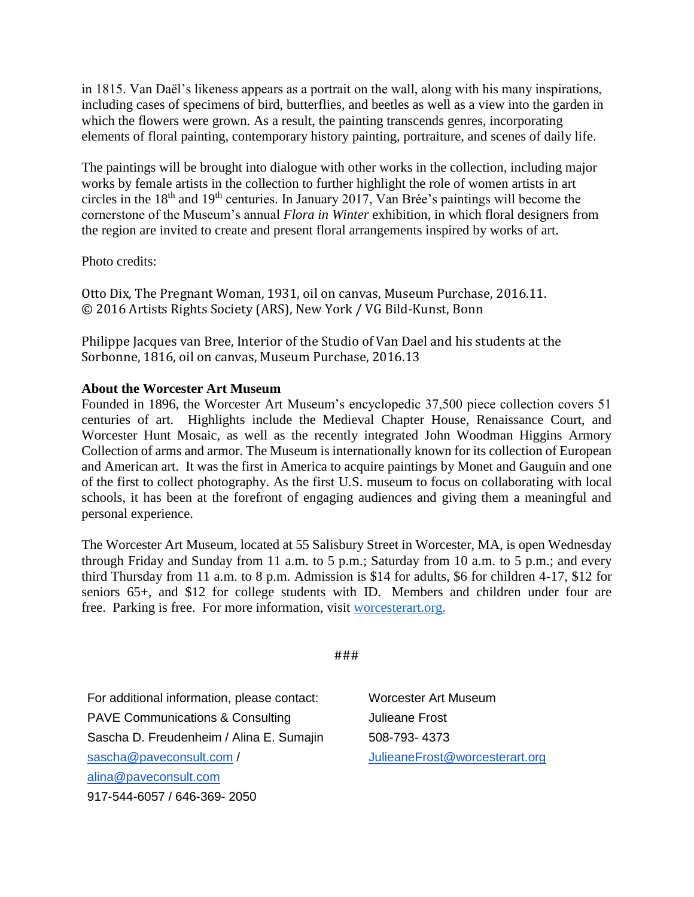in 1815. Van Daël's likeness appears as a portrait on the wall, along with his many inspirations, including cases of specimens of bird, butterflies, and beetles as well as a view into the garden in which the flowers were grown. As a result, the painting transcends genres, incorporating elements of floral painting, contemporary history painting, portraiture, and scenes of daily life.

The paintings will be brought into dialogue with other works in the collection, including major works by female artists in the collection to further highlight the role of women artists in art circles in the 18th and 19th centuries. In January 2017, Van Brée's paintings will become the cornerstone of the Museum's annual *Flora in Winter* exhibition, in which floral designers from the region are invited to create and present floral arrangements inspired by works of art.

Photo credits:

Otto Dix, The Pregnant Woman, 1931, oil on canvas, Museum Purchase, 2016.11.
© 2016 Artists Rights Society (ARS), New York / VG Bild-Kunst, Bonn

Philippe Jacques van Bree, Interior of the Studio of Van Dael and his students at the Sorbonne, 1816, oil on canvas, Museum Purchase, 2016.13

**About the Worcester Art Museum**

Founded in 1896, the Worcester Art Museum's encyclopedic 37,500 piece collection covers 51 centuries of art. Highlights include the Medieval Chapter House, Renaissance Court, and Worcester Hunt Mosaic, as well as the recently integrated John Woodman Higgins Armory Collection of arms and armor. The Museum is internationally known for its collection of European and American art. It was the first in America to acquire paintings by Monet and Gauguin and one of the first to collect photography. As the first U.S. museum to focus on collaborating with local schools, it has been at the forefront of engaging audiences and giving them a meaningful and personal experience.

The Worcester Art Museum, located at 55 Salisbury Street in Worcester, MA, is open Wednesday through Friday and Sunday from 11 a.m. to 5 p.m.; Saturday from 10 a.m. to 5 p.m.; and every third Thursday from 11 a.m. to 8 p.m. Admission is $14 for adults, $6 for children 4-17, $12 for seniors 65+, and $12 for college students with ID. Members and children under four are free. Parking is free. For more information, visit [worcesterart.org.](http://worcesterart.org)

###

For additional information, please contact:
PAVE Communications & Consulting
Sascha D. Freudenheim / Alina E. Sumajin
sascha@paveconsult.com /
alina@paveconsult.com
917-544-6057 / 646-369- 2050

Worcester Art Museum
Julieane Frost
508-793- 4373
JulieaneFrost@worcesterart.org